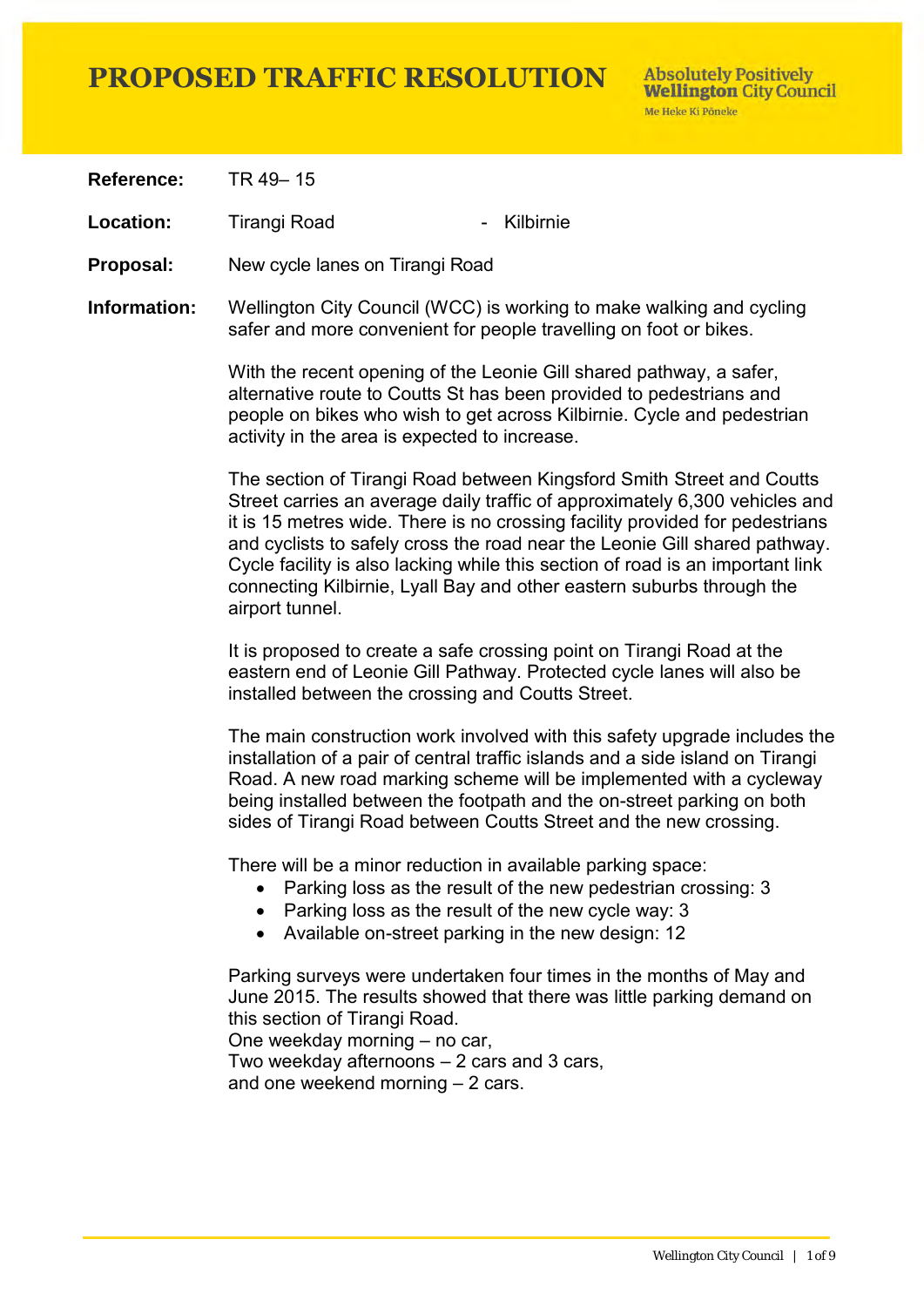# PROPOSED TRAFFIC RESOLUTION

**Reference:** TR 49– 15

**Location:** Tirangi Road - Kilbirnie

**Proposal:** New cycle lanes on Tirangi Road

**Information:** Wellington City Council (WCC) is working to make walking and cycling safer and more convenient for people travelling on foot or bikes.

With the recent opening of the Leonie Gill shared pathway, a safer, alternative route to Coutts St has been provided to pedestrians and people on bikes who wish to get across Kilbirnie. Cycle and pedestrian activity in the area is expected to increase.

The section of Tirangi Road between Kingsford Smith Street and Coutts Street carries an average daily traffic of approximately 6,300 vehicles and it is 15 metres wide. There is no crossing facility provided for pedestrians and cyclists to safely cross the road near the Leonie Gill shared pathway. Cycle facility is also lacking while this section of road is an important link connecting Kilbirnie, Lyall Bay and other eastern suburbs through the airport tunnel.

It is proposed to create a safe crossing point on Tirangi Road at the eastern end of Leonie Gill Pathway. Protected cycle lanes will also be installed between the crossing and Coutts Street.

The main construction work involved with this safety upgrade includes the installation of a pair of central traffic islands and a side island on Tirangi Road. A new road marking scheme will be implemented with a cycleway being installed between the footpath and the on-street parking on both sides of Tirangi Road between Coutts Street and the new crossing.

There will be a minor reduction in available parking space:

- Parking loss as the result of the new pedestrian crossing: 3
- Parking loss as the result of the new cycle way: 3
- Available on-street parking in the new design: 12

Parking surveys were undertaken four times in the months of May and June 2015. The results showed that there was little parking demand on this section of Tirangi Road.
One weekday morning – no car,
Two weekday afternoons – 2 cars and 3 cars,
and one weekend morning – 2 cars.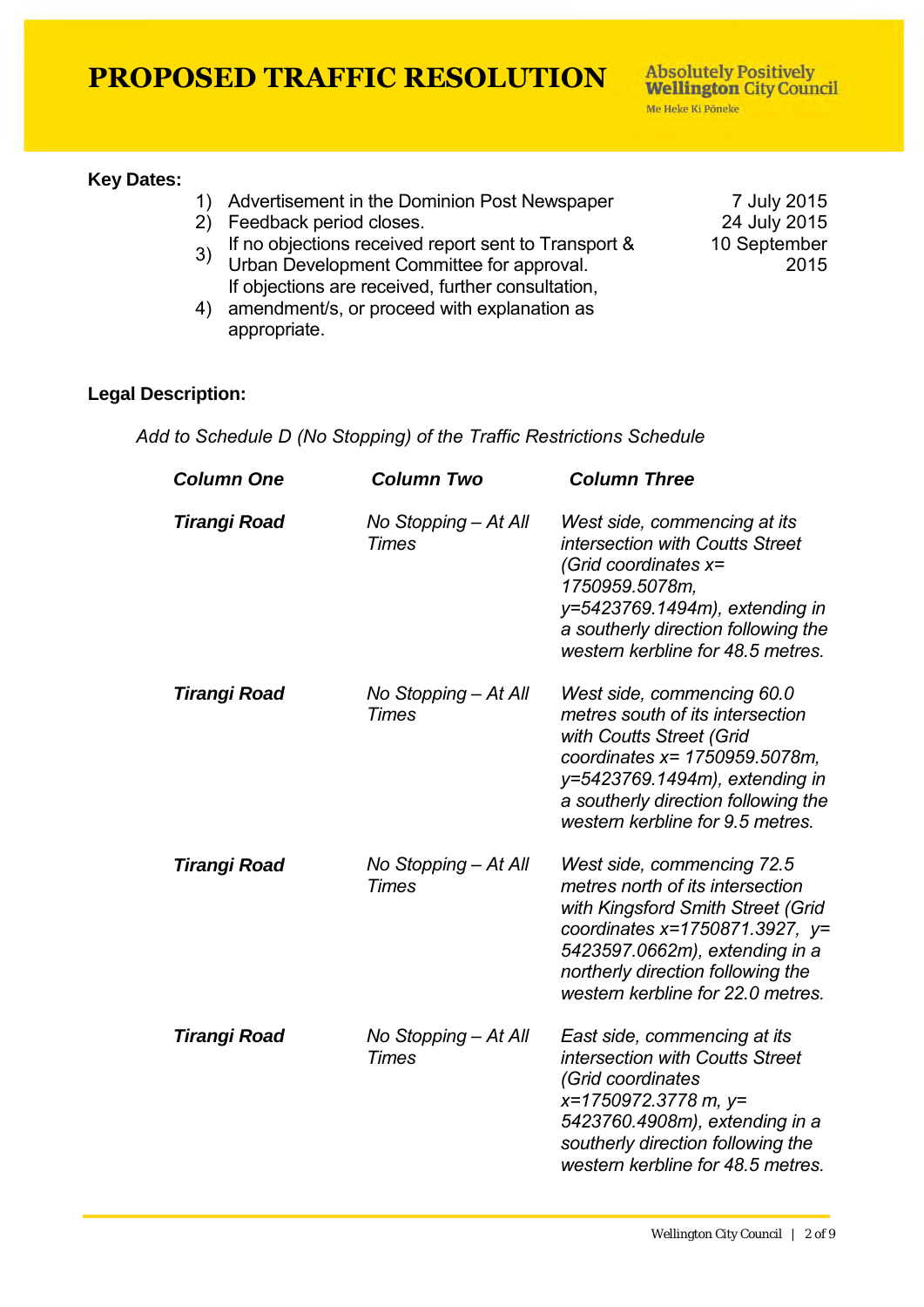# PROPOSED TRAFFIC RESOLUTION

**Key Dates:**

| | | |
|---|---|---|
| 1) | Advertisement in the Dominion Post Newspaper | 7 July 2015 |
| 2) | Feedback period closes. | 24 July 2015 |
| 3) | If no objections received report sent to Transport & Urban Development Committee for approval. | 10 September 2015 |
| 4) | If objections are received, further consultation, amendment/s, or proceed with explanation as appropriate. | |

**Legal Description:**

*Add to Schedule D (No Stopping) of the Traffic Restrictions Schedule*

| ***Column One*** | ***Column Two*** | ***Column Three*** |
|---|---|---|
| ***Tirangi Road*** | *No Stopping – At All Times* | *West side, commencing at its intersection with Coutts Street (Grid coordinates x= 1750959.5078m, y=5423769.1494m), extending in a southerly direction following the western kerbline for 48.5 metres.* |
| ***Tirangi Road*** | *No Stopping – At All Times* | *West side, commencing 60.0 metres south of its intersection with Coutts Street (Grid coordinates x= 1750959.5078m, y=5423769.1494m), extending in a southerly direction following the western kerbline for 9.5 metres.* |
| ***Tirangi Road*** | *No Stopping – At All Times* | *West side, commencing 72.5 metres north of its intersection with Kingsford Smith Street (Grid coordinates x=1750871.3927, y= 5423597.0662m), extending in a northerly direction following the western kerbline for 22.0 metres.* |
| ***Tirangi Road*** | *No Stopping – At All Times* | *East side, commencing at its intersection with Coutts Street (Grid coordinates x=1750972.3778 m, y= 5423760.4908m), extending in a southerly direction following the western kerbline for 48.5 metres.* |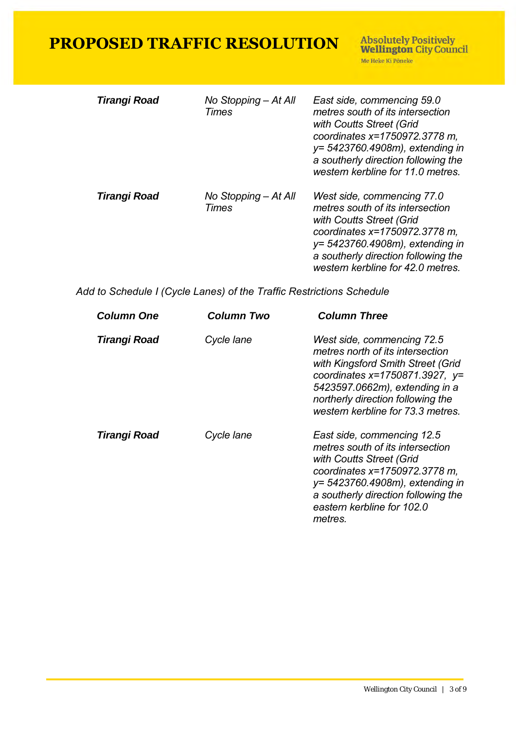| | | |
|---|---|---|
| ***Tirangi Road*** | *No Stopping – At All Times* | *East side, commencing 59.0 metres south of its intersection with Coutts Street (Grid coordinates x=1750972.3778 m, y= 5423760.4908m), extending in a southerly direction following the western kerbline for 11.0 metres.* |
| ***Tirangi Road*** | *No Stopping – At All Times* | *West side, commencing 77.0 metres south of its intersection with Coutts Street (Grid coordinates x=1750972.3778 m, y= 5423760.4908m), extending in a southerly direction following the western kerbline for 42.0 metres.* |

*Add to Schedule I (Cycle Lanes) of the Traffic Restrictions Schedule*

| ***Column One*** | ***Column Two*** | ***Column Three*** |
|---|---|---|
| ***Tirangi Road*** | *Cycle lane* | *West side, commencing 72.5 metres north of its intersection with Kingsford Smith Street (Grid coordinates x=1750871.3927, y= 5423597.0662m), extending in a northerly direction following the western kerbline for 73.3 metres.* |
| ***Tirangi Road*** | *Cycle lane* | *East side, commencing 12.5 metres south of its intersection with Coutts Street (Grid coordinates x=1750972.3778 m, y= 5423760.4908m), extending in a southerly direction following the eastern kerbline for 102.0 metres.* |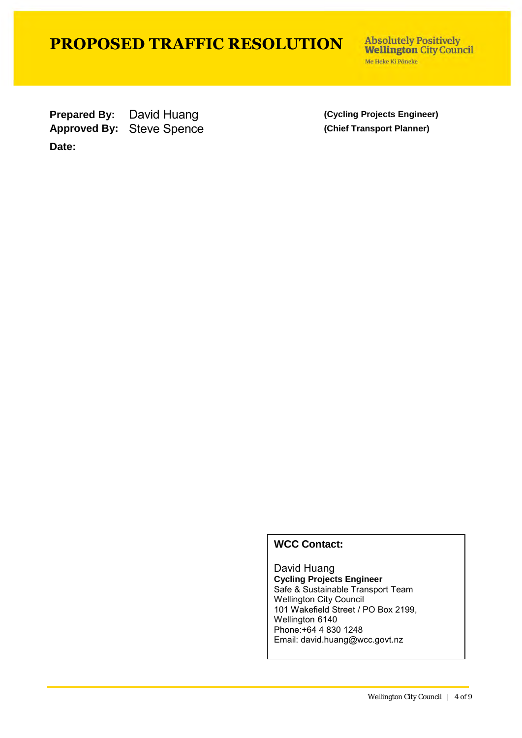# PROPOSED TRAFFIC RESOLUTION

Absolutely Positively **Wellington** City Council
Me Heke Ki Pōneke

**Prepared By:** David Huang **(Cycling Projects Engineer)**
**Approved By:** Steve Spence **(Chief Transport Planner)**
**Date:**

**WCC Contact:**

David Huang
**Cycling Projects Engineer**
Safe & Sustainable Transport Team
Wellington City Council
101 Wakefield Street / PO Box 2199,
Wellington 6140
Phone:+64 4 830 1248
Email: david.huang@wcc.govt.nz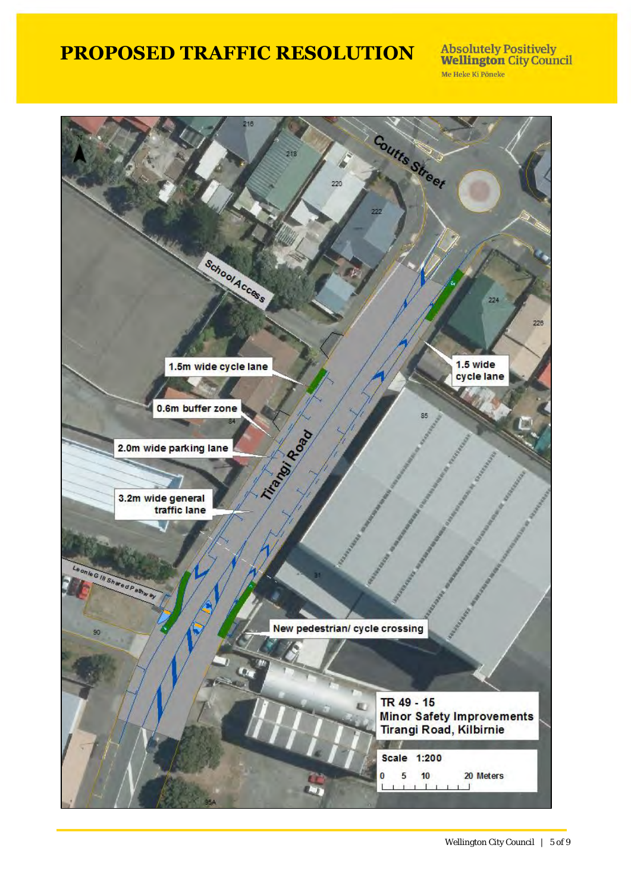# PROPOSED TRAFFIC RESOLUTION

Absolutely Positively **Wellington** City Council
Me Heke Ki Pōneke

Coutts Street

School Access

1.5m wide cycle lane

0.6m buffer zone

2.0m wide parking lane

3.2m wide general traffic lane

Tirangi Road

1.5 wide cycle lane

Leonie Gill Shared Pathway

New pedestrian/ cycle crossing

216, 218, 220, 222, 224, 226, 84, 85, 91, 90, 95A

**TR 49 - 15**
**Minor Safety Improvements**
**Tirangi Road, Kilbirnie**

Scale 1:200

0 5 10 20 Meters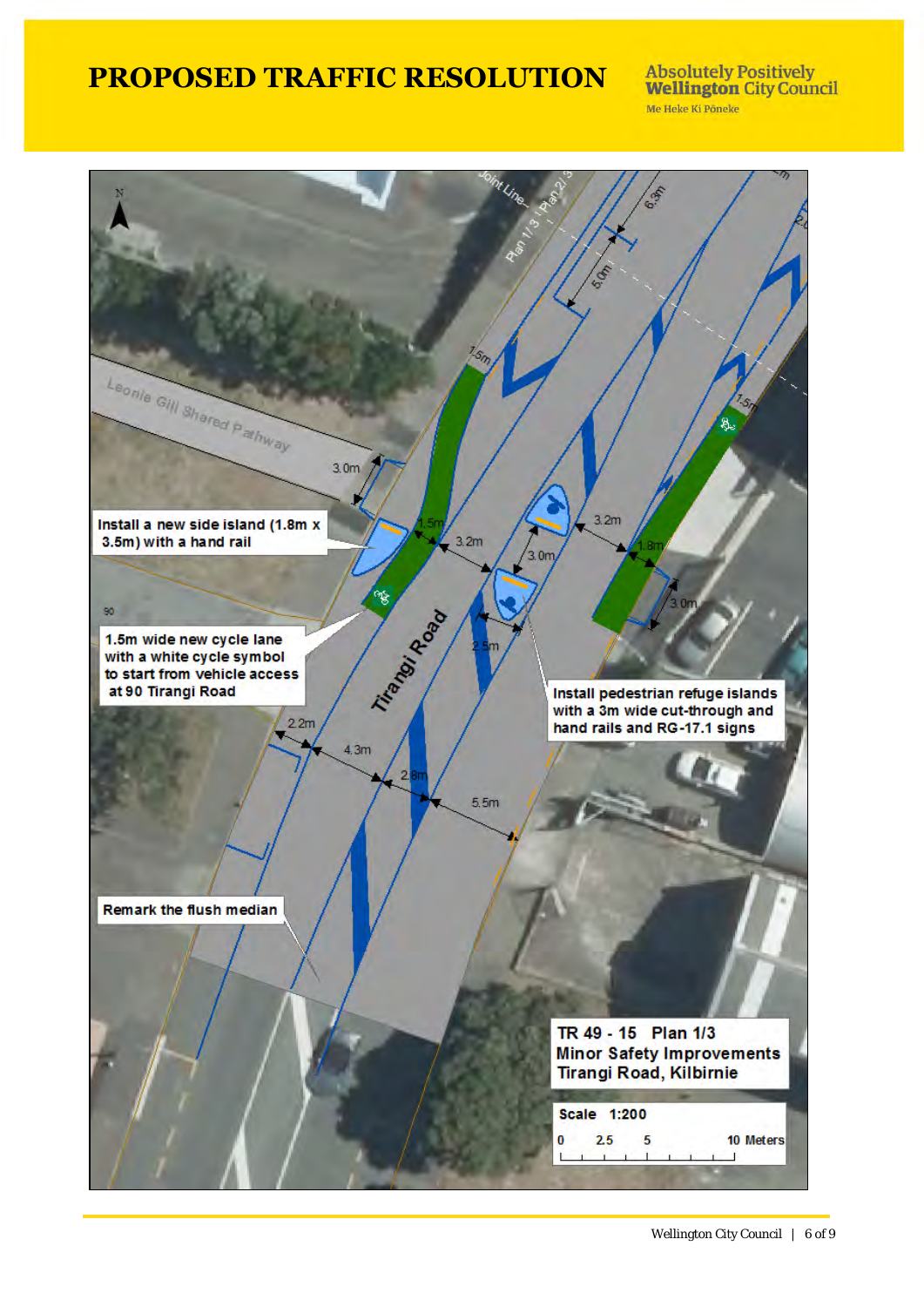# PROPOSED TRAFFIC RESOLUTION

Absolutely Positively **Wellington** City Council
Me Heke Ki Pōneke

N

Leonie Gill Shared Pathway

Joint Line – Plan 1/3 | Plan 2/3

Install a new side island (1.8m x 3.5m) with a hand rail

1.5m wide new cycle lane with a white cycle symbol to start from vehicle access at 90 Tirangi Road

Tirangi Road

Install pedestrian refuge islands with a 3m wide cut-through and hand rails and RG-17.1 signs

Remark the flush median

6.3m
5.0m
1.5m
3.0m
1.5m
3.2m
3.0m
3.2m
1.8m
1.5m
3.0m
2.5m
2.2m
4.3m
2.8m
5.5m
90

**TR 49 - 15 Plan 1/3**
**Minor Safety Improvements**
**Tirangi Road, Kilbirnie**

Scale 1:200

0 2.5 5 10 Meters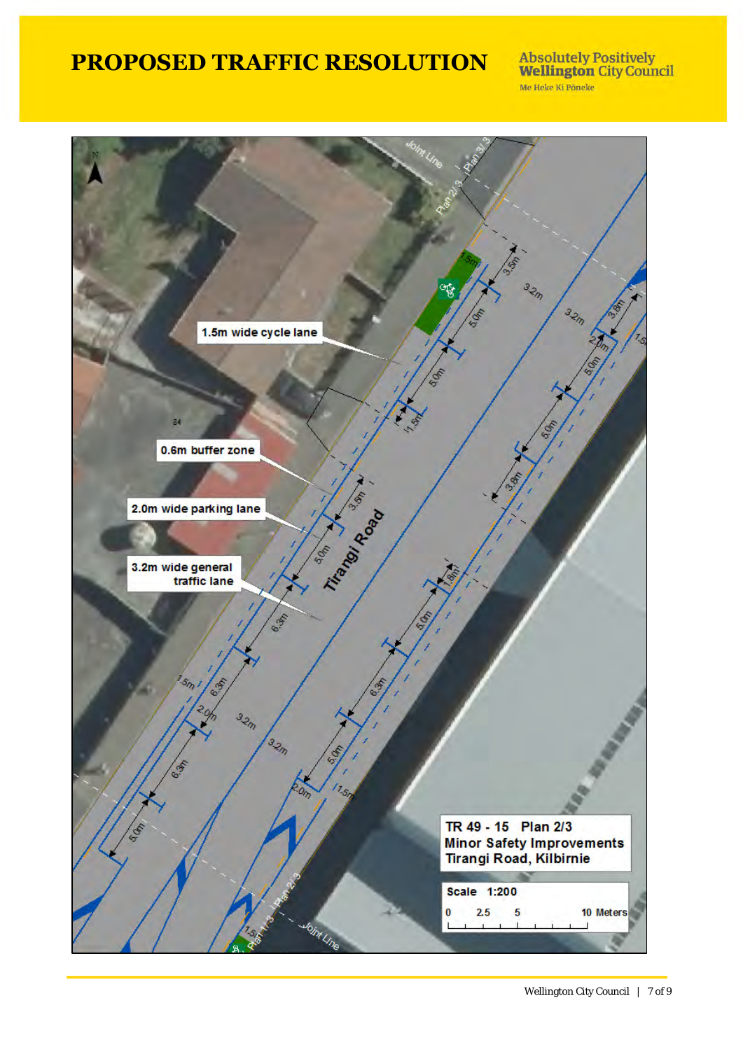# PROPOSED TRAFFIC RESOLUTION

Absolutely Positively **Wellington** City Council
Me Heke Ki Pōneke

1.5m wide cycle lane

0.6m buffer zone

2.0m wide parking lane

3.2m wide general traffic lane

Tirangi Road

TR 49 - 15 Plan 2/3
Minor Safety Improvements
Tirangi Road, Kilbirnie

Scale 1:200

0 2.5 5 10 Meters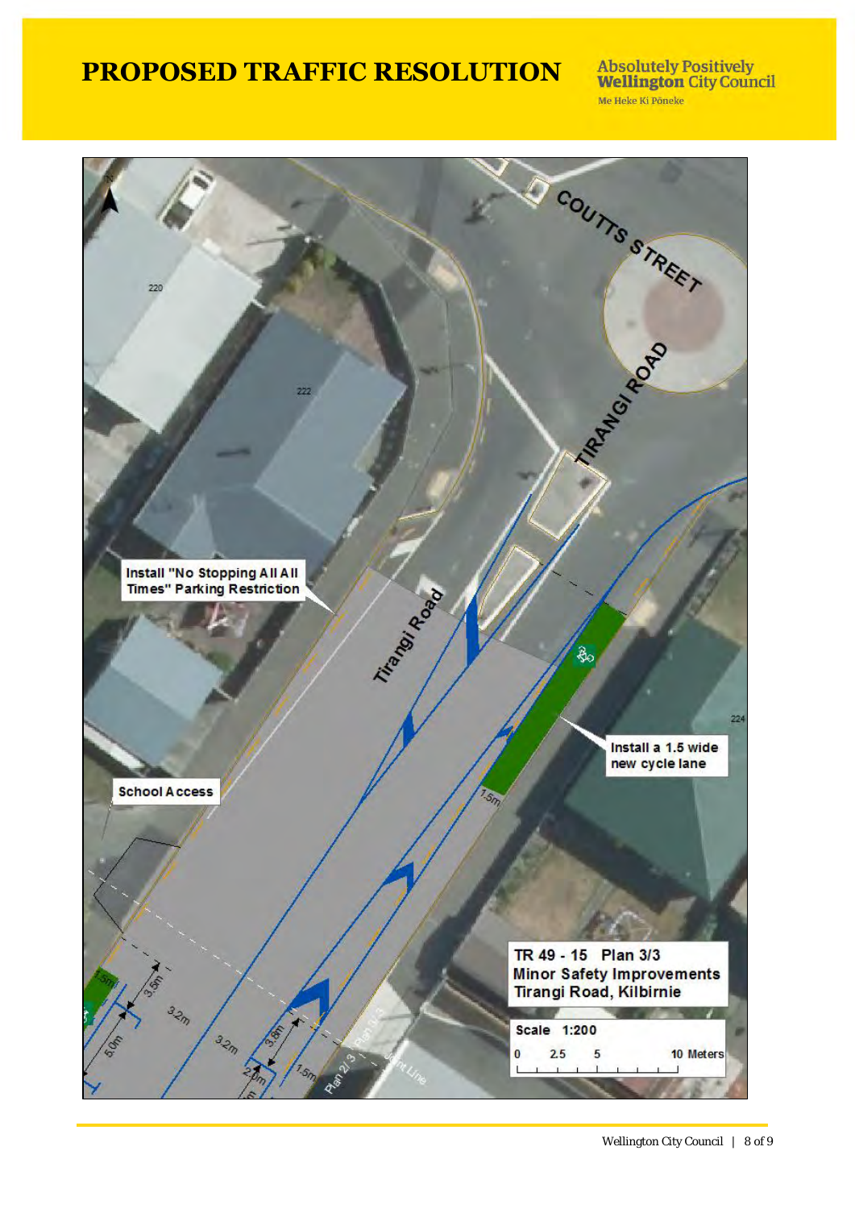# PROPOSED TRAFFIC RESOLUTION

Absolutely Positively **Wellington** City Council
Me Heke Ki Pōneke

COUTTS STREET

TIRANGI ROAD

Tirangi Road

Install "No Stopping At All Times" Parking Restriction

Install a 1.5 wide new cycle lane

School Access

TR 49 - 15 Plan 3/3
Minor Safety Improvements
Tirangi Road, Kilbirnie

Scale 1:200

0 2.5 5 10 Meters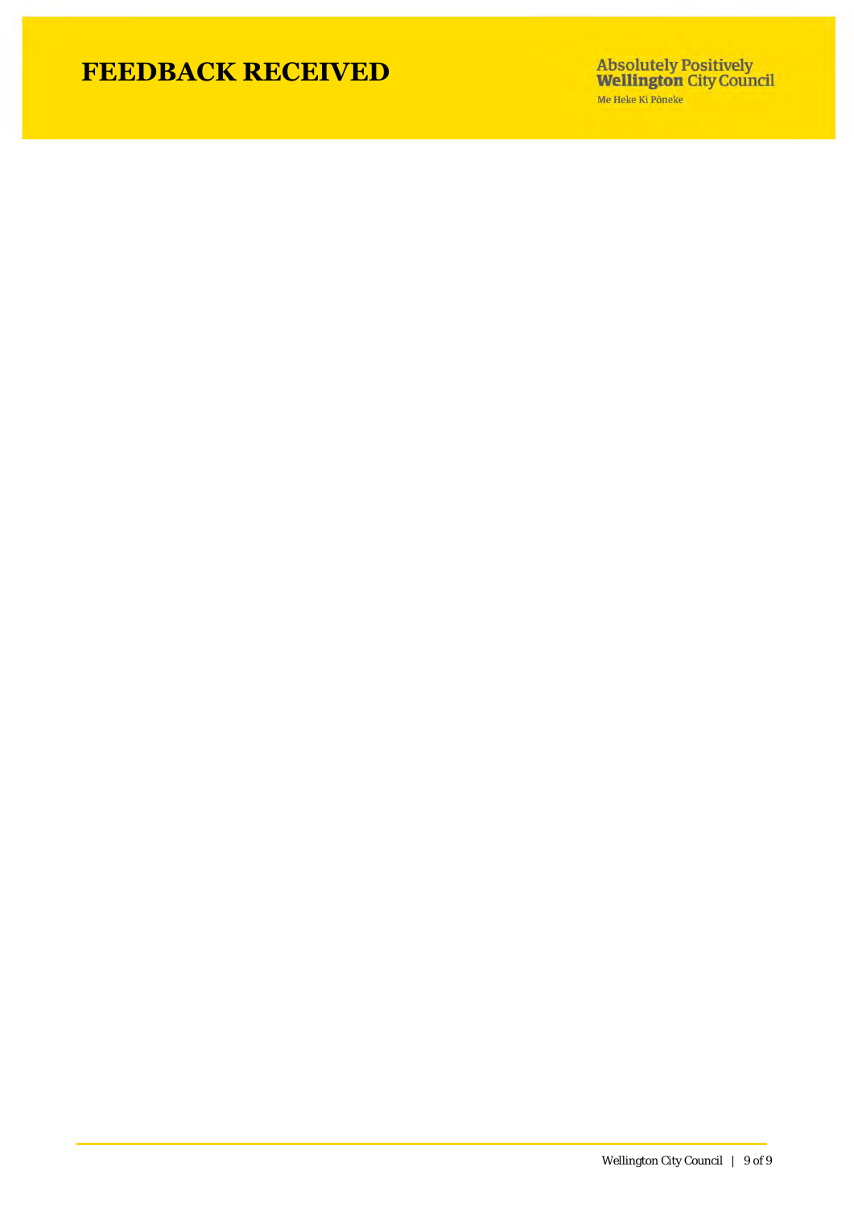# FEEDBACK RECEIVED